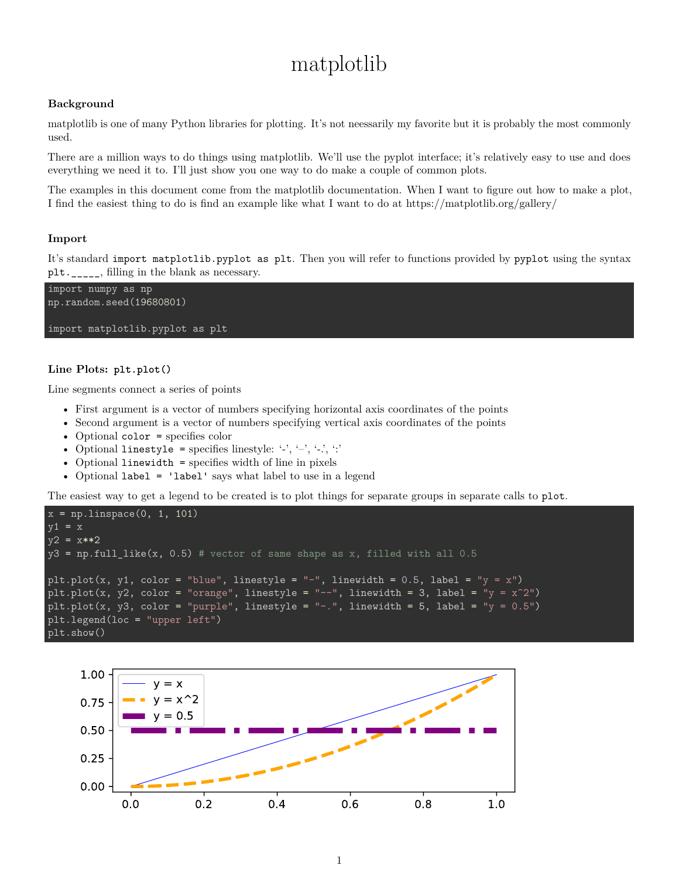# matplotlib

### Background

matplotlib is one of many Python libraries for plotting. It's not neessarily my favorite but it is probably the most commonly used.

There are a million ways to do things using matplotlib. We'll use the pyplot interface; it's relatively easy to use and does everything we need it to. I'll just show you one way to do make a couple of common plots.

The examples in this document come from the matplotlib documentation. When I want to figure out how to make a plot, I find the easiest thing to do is find an example like what I want to do at https://matplotlib.org/gallery/

### Import

It's standard `import matplotlib.pyplot as plt`. Then you will refer to functions provided by `pyplot` using the syntax `plt._____`, filling in the blank as necessary.

```
import numpy as np
np.random.seed(19680801)

import matplotlib.pyplot as plt
```

### Line Plots: `plt.plot()`

Line segments connect a series of points

- First argument is a vector of numbers specifying horizontal axis coordinates of the points
- Second argument is a vector of numbers specifying vertical axis coordinates of the points
- Optional `color =` specifies color
- Optional `linestyle =` specifies linestyle: '-', '–', '-.', ':'
- Optional `linewidth =` specifies width of line in pixels
- Optional `label = 'label'` says what label to use in a legend

The easiest way to get a legend to be created is to plot things for separate groups in separate calls to `plot`.

```
x = np.linspace(0, 1, 101)
y1 = x
y2 = x**2
y3 = np.full_like(x, 0.5) # vector of same shape as x, filled with all 0.5

plt.plot(x, y1, color = "blue", linestyle = "-", linewidth = 0.5, label = "y = x")
plt.plot(x, y2, color = "orange", linestyle = "--", linewidth = 3, label = "y = x^2")
plt.plot(x, y3, color = "purple", linestyle = "-.", linewidth = 5, label = "y = 0.5")
plt.legend(loc = "upper left")
plt.show()
```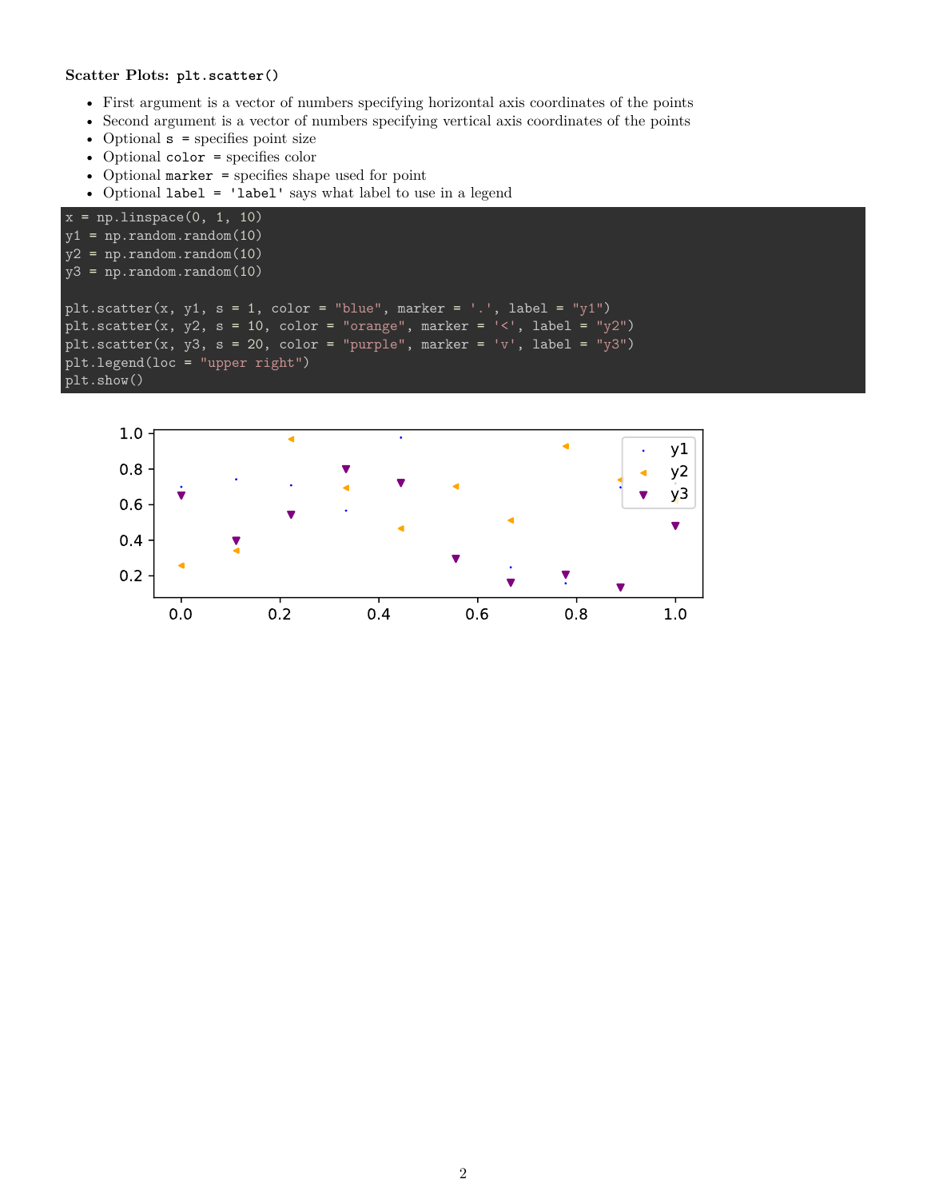**Scatter Plots: `plt.scatter()`**

- First argument is a vector of numbers specifying horizontal axis coordinates of the points
- Second argument is a vector of numbers specifying vertical axis coordinates of the points
- Optional `s =` specifies point size
- Optional `color =` specifies color
- Optional `marker =` specifies shape used for point
- Optional `label = 'label'` says what label to use in a legend

```
x = np.linspace(0, 1, 10)
y1 = np.random.random(10)
y2 = np.random.random(10)
y3 = np.random.random(10)

plt.scatter(x, y1, s = 1, color = "blue", marker = '.', label = "y1")
plt.scatter(x, y2, s = 10, color = "orange", marker = '<', label = "y2")
plt.scatter(x, y3, s = 20, color = "purple", marker = 'v', label = "y3")
plt.legend(loc = "upper right")
plt.show()
```

1.0
0.8
0.6
0.4
0.2

0.0 0.2 0.4 0.6 0.8 1.0

y1
y2
y3